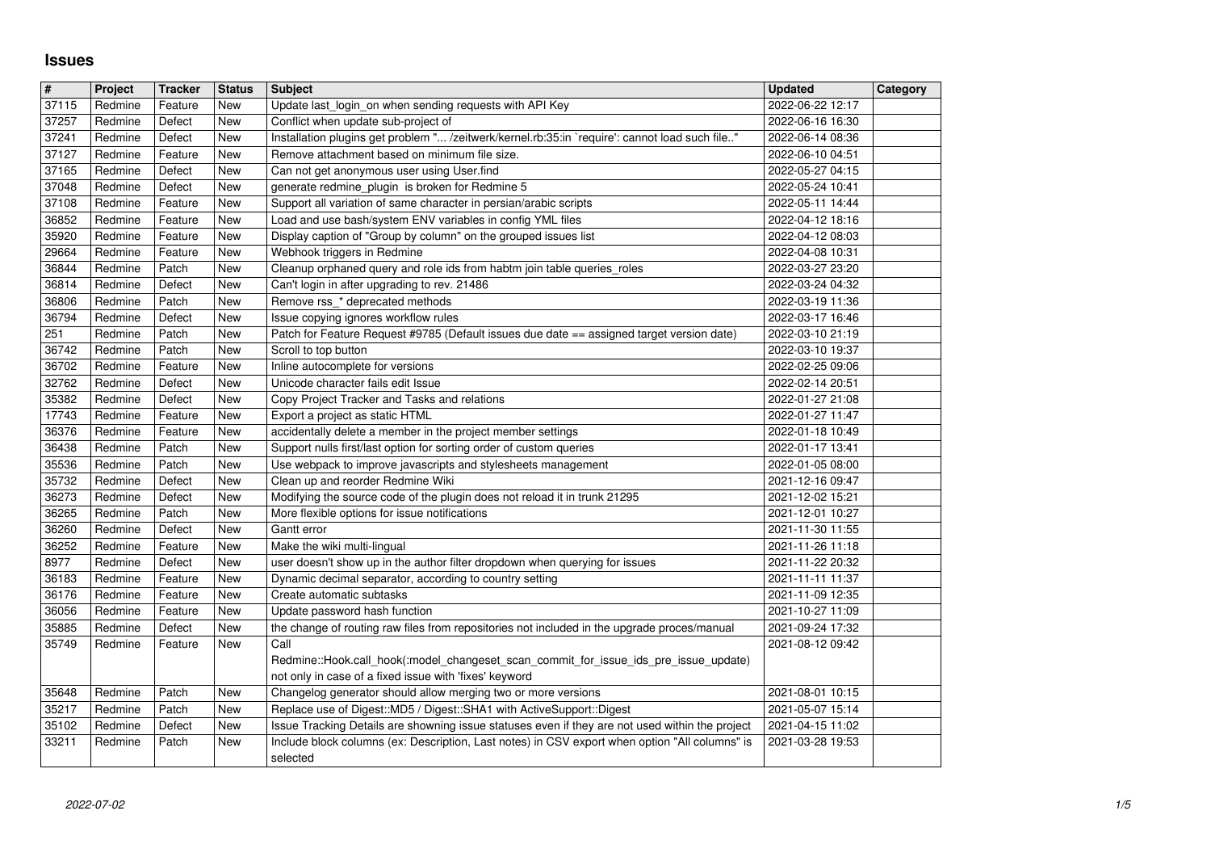# Issues

| # | Project | Tracker | Status | Subject | Updated | Category |
|---|---|---|---|---|---|---|
| 37115 | Redmine | Feature | New | Update last_login_on when sending requests with API Key | 2022-06-22 12:17 | |
| 37257 | Redmine | Defect | New | Conflict when update sub-project of | 2022-06-16 16:30 | |
| 37241 | Redmine | Defect | New | Installation plugins get problem "... /zeitwerk/kernel.rb:35:in `require': cannot load such file.." | 2022-06-14 08:36 | |
| 37127 | Redmine | Feature | New | Remove attachment based on minimum file size. | 2022-06-10 04:51 | |
| 37165 | Redmine | Defect | New | Can not get anonymous user using User.find | 2022-05-27 04:15 | |
| 37048 | Redmine | Defect | New | generate redmine_plugin is broken for Redmine 5 | 2022-05-24 10:41 | |
| 37108 | Redmine | Feature | New | Support all variation of same character in persian/arabic scripts | 2022-05-11 14:44 | |
| 36852 | Redmine | Feature | New | Load and use bash/system ENV variables in config YML files | 2022-04-12 18:16 | |
| 35920 | Redmine | Feature | New | Display caption of "Group by column" on the grouped issues list | 2022-04-12 08:03 | |
| 29664 | Redmine | Feature | New | Webhook triggers in Redmine | 2022-04-08 10:31 | |
| 36844 | Redmine | Patch | New | Cleanup orphaned query and role ids from habtm join table queries_roles | 2022-03-27 23:20 | |
| 36814 | Redmine | Defect | New | Can't login in after upgrading to rev. 21486 | 2022-03-24 04:32 | |
| 36806 | Redmine | Patch | New | Remove rss_* deprecated methods | 2022-03-19 11:36 | |
| 36794 | Redmine | Defect | New | Issue copying ignores workflow rules | 2022-03-17 16:46 | |
| 251 | Redmine | Patch | New | Patch for Feature Request #9785 (Default issues due date == assigned target version date) | 2022-03-10 21:19 | |
| 36742 | Redmine | Patch | New | Scroll to top button | 2022-03-10 19:37 | |
| 36702 | Redmine | Feature | New | Inline autocomplete for versions | 2022-02-25 09:06 | |
| 32762 | Redmine | Defect | New | Unicode character fails edit Issue | 2022-02-14 20:51 | |
| 35382 | Redmine | Defect | New | Copy Project Tracker and Tasks and relations | 2022-01-27 21:08 | |
| 17743 | Redmine | Feature | New | Export a project as static HTML | 2022-01-27 11:47 | |
| 36376 | Redmine | Feature | New | accidentally delete a member in the project member settings | 2022-01-18 10:49 | |
| 36438 | Redmine | Patch | New | Support nulls first/last option for sorting order of custom queries | 2022-01-17 13:41 | |
| 35536 | Redmine | Patch | New | Use webpack to improve javascripts and stylesheets management | 2022-01-05 08:00 | |
| 35732 | Redmine | Defect | New | Clean up and reorder Redmine Wiki | 2021-12-16 09:47 | |
| 36273 | Redmine | Defect | New | Modifying the source code of the plugin does not reload it in trunk 21295 | 2021-12-02 15:21 | |
| 36265 | Redmine | Patch | New | More flexible options for issue notifications | 2021-12-01 10:27 | |
| 36260 | Redmine | Defect | New | Gantt error | 2021-11-30 11:55 | |
| 36252 | Redmine | Feature | New | Make the wiki multi-lingual | 2021-11-26 11:18 | |
| 8977 | Redmine | Defect | New | user doesn't show up in the author filter dropdown when querying for issues | 2021-11-22 20:32 | |
| 36183 | Redmine | Feature | New | Dynamic decimal separator, according to country setting | 2021-11-11 11:37 | |
| 36176 | Redmine | Feature | New | Create automatic subtasks | 2021-11-09 12:35 | |
| 36056 | Redmine | Feature | New | Update password hash function | 2021-10-27 11:09 | |
| 35885 | Redmine | Defect | New | the change of routing raw files from repositories not included in the upgrade proces/manual | 2021-09-24 17:32 | |
| 35749 | Redmine | Feature | New | Call Redmine::Hook.call_hook(:model_changeset_scan_commit_for_issue_ids_pre_issue_update) not only in case of a fixed issue with 'fixes' keyword | 2021-08-12 09:42 | |
| 35648 | Redmine | Patch | New | Changelog generator should allow merging two or more versions | 2021-08-01 10:15 | |
| 35217 | Redmine | Patch | New | Replace use of Digest::MD5 / Digest::SHA1 with ActiveSupport::Digest | 2021-05-07 15:14 | |
| 35102 | Redmine | Defect | New | Issue Tracking Details are showning issue statuses even if they are not used within the project | 2021-04-15 11:02 | |
| 33211 | Redmine | Patch | New | Include block columns (ex: Description, Last notes) in CSV export when option "All columns" is selected | 2021-03-28 19:53 | |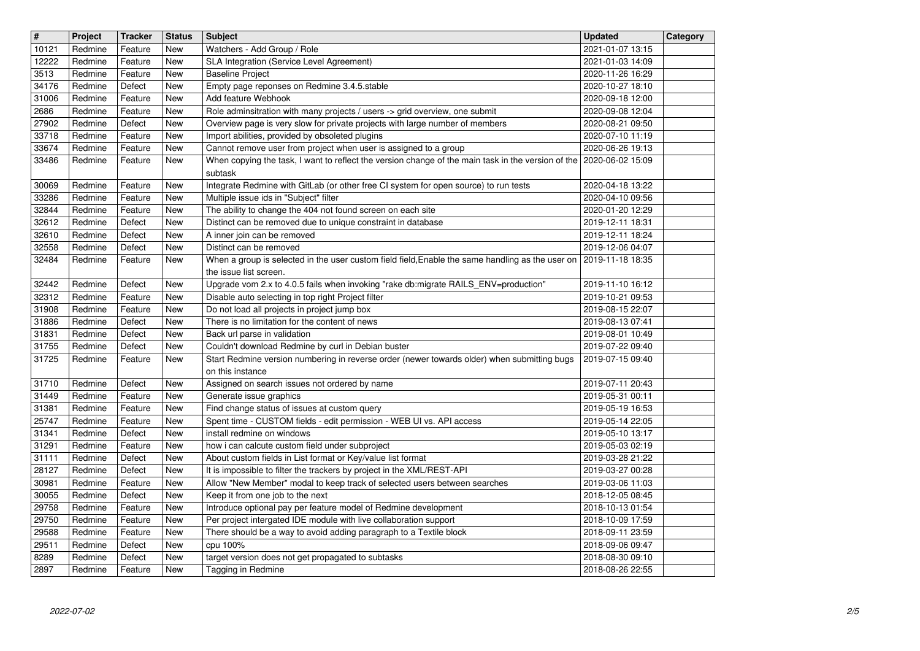| # | Project | Tracker | Status | Subject | Updated | Category |
| --- | --- | --- | --- | --- | --- | --- |
| 10121 | Redmine | Feature | New | Watchers - Add Group / Role | 2021-01-07 13:15 | |
| 12222 | Redmine | Feature | New | SLA Integration (Service Level Agreement) | 2021-01-03 14:09 | |
| 3513 | Redmine | Feature | New | Baseline Project | 2020-11-26 16:29 | |
| 34176 | Redmine | Defect | New | Empty page reponses on Redmine 3.4.5.stable | 2020-10-27 18:10 | |
| 31006 | Redmine | Feature | New | Add feature Webhook | 2020-09-18 12:00 | |
| 2686 | Redmine | Feature | New | Role adminsitration with many projects / users -> grid overview, one submit | 2020-09-08 12:04 | |
| 27902 | Redmine | Defect | New | Overview page is very slow for private projects with large number of members | 2020-08-21 09:50 | |
| 33718 | Redmine | Feature | New | Import abilities, provided by obsoleted plugins | 2020-07-10 11:19 | |
| 33674 | Redmine | Feature | New | Cannot remove user from project when user is assigned to a group | 2020-06-26 19:13 | |
| 33486 | Redmine | Feature | New | When copying the task, I want to reflect the version change of the main task in the version of the subtask | 2020-06-02 15:09 | |
| 30069 | Redmine | Feature | New | Integrate Redmine with GitLab (or other free CI system for open source) to run tests | 2020-04-18 13:22 | |
| 33286 | Redmine | Feature | New | Multiple issue ids in "Subject" filter | 2020-04-10 09:56 | |
| 32844 | Redmine | Feature | New | The ability to change the 404 not found screen on each site | 2020-01-20 12:29 | |
| 32612 | Redmine | Defect | New | Distinct can be removed due to unique constraint in database | 2019-12-11 18:31 | |
| 32610 | Redmine | Defect | New | A inner join can be removed | 2019-12-11 18:24 | |
| 32558 | Redmine | Defect | New | Distinct can be removed | 2019-12-06 04:07 | |
| 32484 | Redmine | Feature | New | When a group is selected in the user custom field field,Enable the same handling as the user on the issue list screen. | 2019-11-18 18:35 | |
| 32442 | Redmine | Defect | New | Upgrade vom 2.x to 4.0.5 fails when invoking "rake db:migrate RAILS_ENV=production" | 2019-11-10 16:12 | |
| 32312 | Redmine | Feature | New | Disable auto selecting in top right Project filter | 2019-10-21 09:53 | |
| 31908 | Redmine | Feature | New | Do not load all projects in project jump box | 2019-08-15 22:07 | |
| 31886 | Redmine | Defect | New | There is no limitation for the content of news | 2019-08-13 07:41 | |
| 31831 | Redmine | Defect | New | Back url parse in validation | 2019-08-01 10:49 | |
| 31755 | Redmine | Defect | New | Couldn't download Redmine by curl in Debian buster | 2019-07-22 09:40 | |
| 31725 | Redmine | Feature | New | Start Redmine version numbering in reverse order (newer towards older) when submitting bugs on this instance | 2019-07-15 09:40 | |
| 31710 | Redmine | Defect | New | Assigned on search issues not ordered by name | 2019-07-11 20:43 | |
| 31449 | Redmine | Feature | New | Generate issue graphics | 2019-05-31 00:11 | |
| 31381 | Redmine | Feature | New | Find change status of issues at custom query | 2019-05-19 16:53 | |
| 25747 | Redmine | Feature | New | Spent time - CUSTOM fields - edit permission - WEB UI vs. API access | 2019-05-14 22:05 | |
| 31341 | Redmine | Defect | New | install redmine on windows | 2019-05-10 13:17 | |
| 31291 | Redmine | Feature | New | how i can calcute custom field under subproject | 2019-05-03 02:19 | |
| 31111 | Redmine | Defect | New | About custom fields in List format or Key/value list format | 2019-03-28 21:22 | |
| 28127 | Redmine | Defect | New | It is impossible to filter the trackers by project in the XML/REST-API | 2019-03-27 00:28 | |
| 30981 | Redmine | Feature | New | Allow "New Member" modal to keep track of selected users between searches | 2019-03-06 11:03 | |
| 30055 | Redmine | Defect | New | Keep it from one job to the next | 2018-12-05 08:45 | |
| 29758 | Redmine | Feature | New | Introduce optional pay per feature model of Redmine development | 2018-10-13 01:54 | |
| 29750 | Redmine | Feature | New | Per project intergated IDE module with live collaboration support | 2018-10-09 17:59 | |
| 29588 | Redmine | Feature | New | There should be a way to avoid adding paragraph to a Textile block | 2018-09-11 23:59 | |
| 29511 | Redmine | Defect | New | cpu 100% | 2018-09-06 09:47 | |
| 8289 | Redmine | Defect | New | target version does not get propagated to subtasks | 2018-08-30 09:10 | |
| 2897 | Redmine | Feature | New | Tagging in Redmine | 2018-08-26 22:55 | |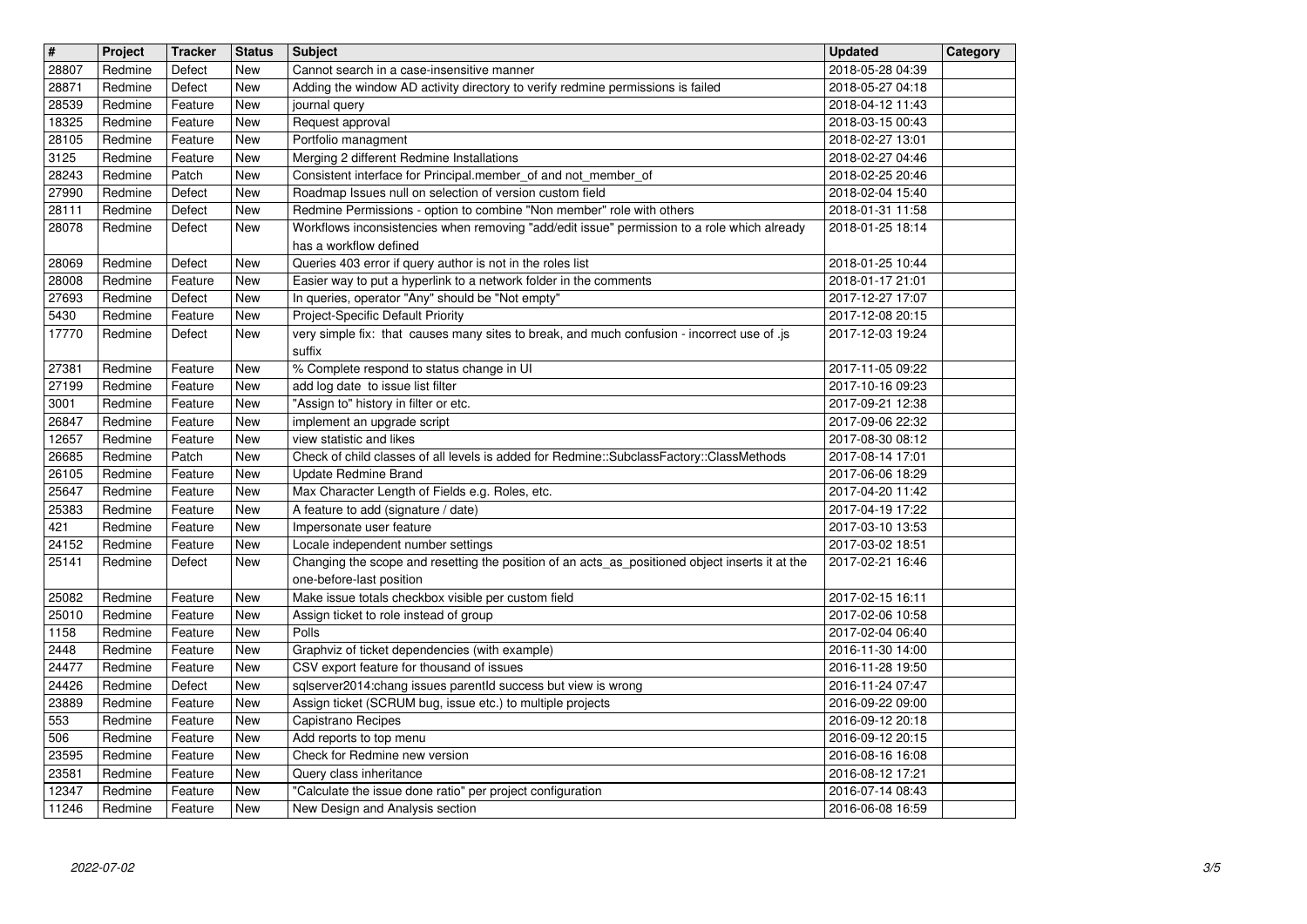| # | Project | Tracker | Status | Subject | Updated | Category |
| --- | --- | --- | --- | --- | --- | --- |
| 28807 | Redmine | Defect | New | Cannot search in a case-insensitive manner | 2018-05-28 04:39 | |
| 28871 | Redmine | Defect | New | Adding the window AD activity directory to verify redmine permissions is failed | 2018-05-27 04:18 | |
| 28539 | Redmine | Feature | New | journal query | 2018-04-12 11:43 | |
| 18325 | Redmine | Feature | New | Request approval | 2018-03-15 00:43 | |
| 28105 | Redmine | Feature | New | Portfolio managment | 2018-02-27 13:01 | |
| 3125 | Redmine | Feature | New | Merging 2 different Redmine Installations | 2018-02-27 04:46 | |
| 28243 | Redmine | Patch | New | Consistent interface for Principal.member_of and not_member_of | 2018-02-25 20:46 | |
| 27990 | Redmine | Defect | New | Roadmap Issues null on selection of version custom field | 2018-02-04 15:40 | |
| 28111 | Redmine | Defect | New | Redmine Permissions - option to combine "Non member" role with others | 2018-01-31 11:58 | |
| 28078 | Redmine | Defect | New | Workflows inconsistencies when removing "add/edit issue" permission to a role which already has a workflow defined | 2018-01-25 18:14 | |
| 28069 | Redmine | Defect | New | Queries 403 error if query author is not in the roles list | 2018-01-25 10:44 | |
| 28008 | Redmine | Feature | New | Easier way to put a hyperlink to a network folder in the comments | 2018-01-17 21:01 | |
| 27693 | Redmine | Defect | New | In queries, operator "Any" should be "Not empty" | 2017-12-27 17:07 | |
| 5430 | Redmine | Feature | New | Project-Specific Default Priority | 2017-12-08 20:15 | |
| 17770 | Redmine | Defect | New | very simple fix: that causes many sites to break, and much confusion - incorrect use of .js suffix | 2017-12-03 19:24 | |
| 27381 | Redmine | Feature | New | % Complete respond to status change in UI | 2017-11-05 09:22 | |
| 27199 | Redmine | Feature | New | add log date to issue list filter | 2017-10-16 09:23 | |
| 3001 | Redmine | Feature | New | "Assign to" history in filter or etc. | 2017-09-21 12:38 | |
| 26847 | Redmine | Feature | New | implement an upgrade script | 2017-09-06 22:32 | |
| 12657 | Redmine | Feature | New | view statistic and likes | 2017-08-30 08:12 | |
| 26685 | Redmine | Patch | New | Check of child classes of all levels is added for Redmine::SubclassFactory::ClassMethods | 2017-08-14 17:01 | |
| 26105 | Redmine | Feature | New | Update Redmine Brand | 2017-06-06 18:29 | |
| 25647 | Redmine | Feature | New | Max Character Length of Fields e.g. Roles, etc. | 2017-04-20 11:42 | |
| 25383 | Redmine | Feature | New | A feature to add (signature / date) | 2017-04-19 17:22 | |
| 421 | Redmine | Feature | New | Impersonate user feature | 2017-03-10 13:53 | |
| 24152 | Redmine | Feature | New | Locale independent number settings | 2017-03-02 18:51 | |
| 25141 | Redmine | Defect | New | Changing the scope and resetting the position of an acts_as_positioned object inserts it at the one-before-last position | 2017-02-21 16:46 | |
| 25082 | Redmine | Feature | New | Make issue totals checkbox visible per custom field | 2017-02-15 16:11 | |
| 25010 | Redmine | Feature | New | Assign ticket to role instead of group | 2017-02-06 10:58 | |
| 1158 | Redmine | Feature | New | Polls | 2017-02-04 06:40 | |
| 2448 | Redmine | Feature | New | Graphviz of ticket dependencies (with example) | 2016-11-30 14:00 | |
| 24477 | Redmine | Feature | New | CSV export feature for thousand of issues | 2016-11-28 19:50 | |
| 24426 | Redmine | Defect | New | sqlserver2014:chang issues parentId success but view is wrong | 2016-11-24 07:47 | |
| 23889 | Redmine | Feature | New | Assign ticket (SCRUM bug, issue etc.) to multiple projects | 2016-09-22 09:00 | |
| 553 | Redmine | Feature | New | Capistrano Recipes | 2016-09-12 20:18 | |
| 506 | Redmine | Feature | New | Add reports to top menu | 2016-09-12 20:15 | |
| 23595 | Redmine | Feature | New | Check for Redmine new version | 2016-08-16 16:08 | |
| 23581 | Redmine | Feature | New | Query class inheritance | 2016-08-12 17:21 | |
| 12347 | Redmine | Feature | New | "Calculate the issue done ratio" per project configuration | 2016-07-14 08:43 | |
| 11246 | Redmine | Feature | New | New Design and Analysis section | 2016-06-08 16:59 | |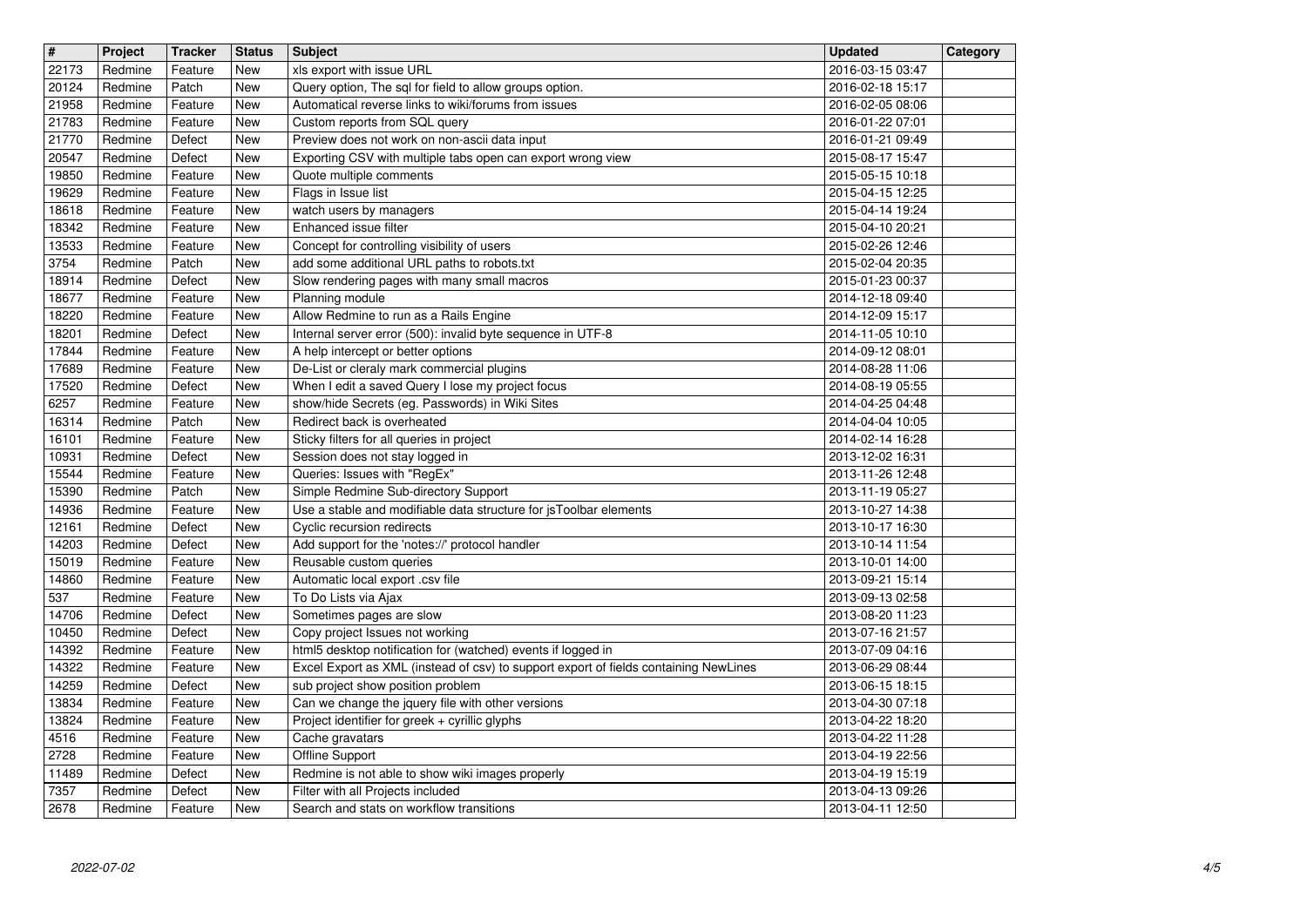| # | Project | Tracker | Status | Subject | Updated | Category |
|---|---|---|---|---|---|---|
| 22173 | Redmine | Feature | New | xls export with issue URL | 2016-03-15 03:47 | |
| 20124 | Redmine | Patch | New | Query option, The sql for field to allow groups option. | 2016-02-18 15:17 | |
| 21958 | Redmine | Feature | New | Automatical reverse links to wiki/forums from issues | 2016-02-05 08:06 | |
| 21783 | Redmine | Feature | New | Custom reports from SQL query | 2016-01-22 07:01 | |
| 21770 | Redmine | Defect | New | Preview does not work on non-ascii data input | 2016-01-21 09:49 | |
| 20547 | Redmine | Defect | New | Exporting CSV with multiple tabs open can export wrong view | 2015-08-17 15:47 | |
| 19850 | Redmine | Feature | New | Quote multiple comments | 2015-05-15 10:18 | |
| 19629 | Redmine | Feature | New | Flags in Issue list | 2015-04-15 12:25 | |
| 18618 | Redmine | Feature | New | watch users by managers | 2015-04-14 19:24 | |
| 18342 | Redmine | Feature | New | Enhanced issue filter | 2015-04-10 20:21 | |
| 13533 | Redmine | Feature | New | Concept for controlling visibility of users | 2015-02-26 12:46 | |
| 3754 | Redmine | Patch | New | add some additional URL paths to robots.txt | 2015-02-04 20:35 | |
| 18914 | Redmine | Defect | New | Slow rendering pages with many small macros | 2015-01-23 00:37 | |
| 18677 | Redmine | Feature | New | Planning module | 2014-12-18 09:40 | |
| 18220 | Redmine | Feature | New | Allow Redmine to run as a Rails Engine | 2014-12-09 15:17 | |
| 18201 | Redmine | Defect | New | Internal server error (500): invalid byte sequence in UTF-8 | 2014-11-05 10:10 | |
| 17844 | Redmine | Feature | New | A help intercept or better options | 2014-09-12 08:01 | |
| 17689 | Redmine | Feature | New | De-List or cleraly mark commercial plugins | 2014-08-28 11:06 | |
| 17520 | Redmine | Defect | New | When I edit a saved Query I lose my project focus | 2014-08-19 05:55 | |
| 6257 | Redmine | Feature | New | show/hide Secrets (eg. Passwords) in Wiki Sites | 2014-04-25 04:48 | |
| 16314 | Redmine | Patch | New | Redirect back is overheated | 2014-04-04 10:05 | |
| 16101 | Redmine | Feature | New | Sticky filters for all queries in project | 2014-02-14 16:28 | |
| 10931 | Redmine | Defect | New | Session does not stay logged in | 2013-12-02 16:31 | |
| 15544 | Redmine | Feature | New | Queries: Issues with "RegEx" | 2013-11-26 12:48 | |
| 15390 | Redmine | Patch | New | Simple Redmine Sub-directory Support | 2013-11-19 05:27 | |
| 14936 | Redmine | Feature | New | Use a stable and modifiable data structure for jsToolbar elements | 2013-10-27 14:38 | |
| 12161 | Redmine | Defect | New | Cyclic recursion redirects | 2013-10-17 16:30 | |
| 14203 | Redmine | Defect | New | Add support for the 'notes://' protocol handler | 2013-10-14 11:54 | |
| 15019 | Redmine | Feature | New | Reusable custom queries | 2013-10-01 14:00 | |
| 14860 | Redmine | Feature | New | Automatic local export .csv file | 2013-09-21 15:14 | |
| 537 | Redmine | Feature | New | To Do Lists via Ajax | 2013-09-13 02:58 | |
| 14706 | Redmine | Defect | New | Sometimes pages are slow | 2013-08-20 11:23 | |
| 10450 | Redmine | Defect | New | Copy project Issues not working | 2013-07-16 21:57 | |
| 14392 | Redmine | Feature | New | html5 desktop notification for (watched) events if logged in | 2013-07-09 04:16 | |
| 14322 | Redmine | Feature | New | Excel Export as XML (instead of csv) to support export of fields containing NewLines | 2013-06-29 08:44 | |
| 14259 | Redmine | Defect | New | sub project show position problem | 2013-06-15 18:15 | |
| 13834 | Redmine | Feature | New | Can we change the jquery file with other versions | 2013-04-30 07:18 | |
| 13824 | Redmine | Feature | New | Project identifier for greek + cyrillic glyphs | 2013-04-22 18:20 | |
| 4516 | Redmine | Feature | New | Cache gravatars | 2013-04-22 11:28 | |
| 2728 | Redmine | Feature | New | Offline Support | 2013-04-19 22:56 | |
| 11489 | Redmine | Defect | New | Redmine is not able to show wiki images properly | 2013-04-19 15:19 | |
| 7357 | Redmine | Defect | New | Filter with all Projects included | 2013-04-13 09:26 | |
| 2678 | Redmine | Feature | New | Search and stats on workflow transitions | 2013-04-11 12:50 | |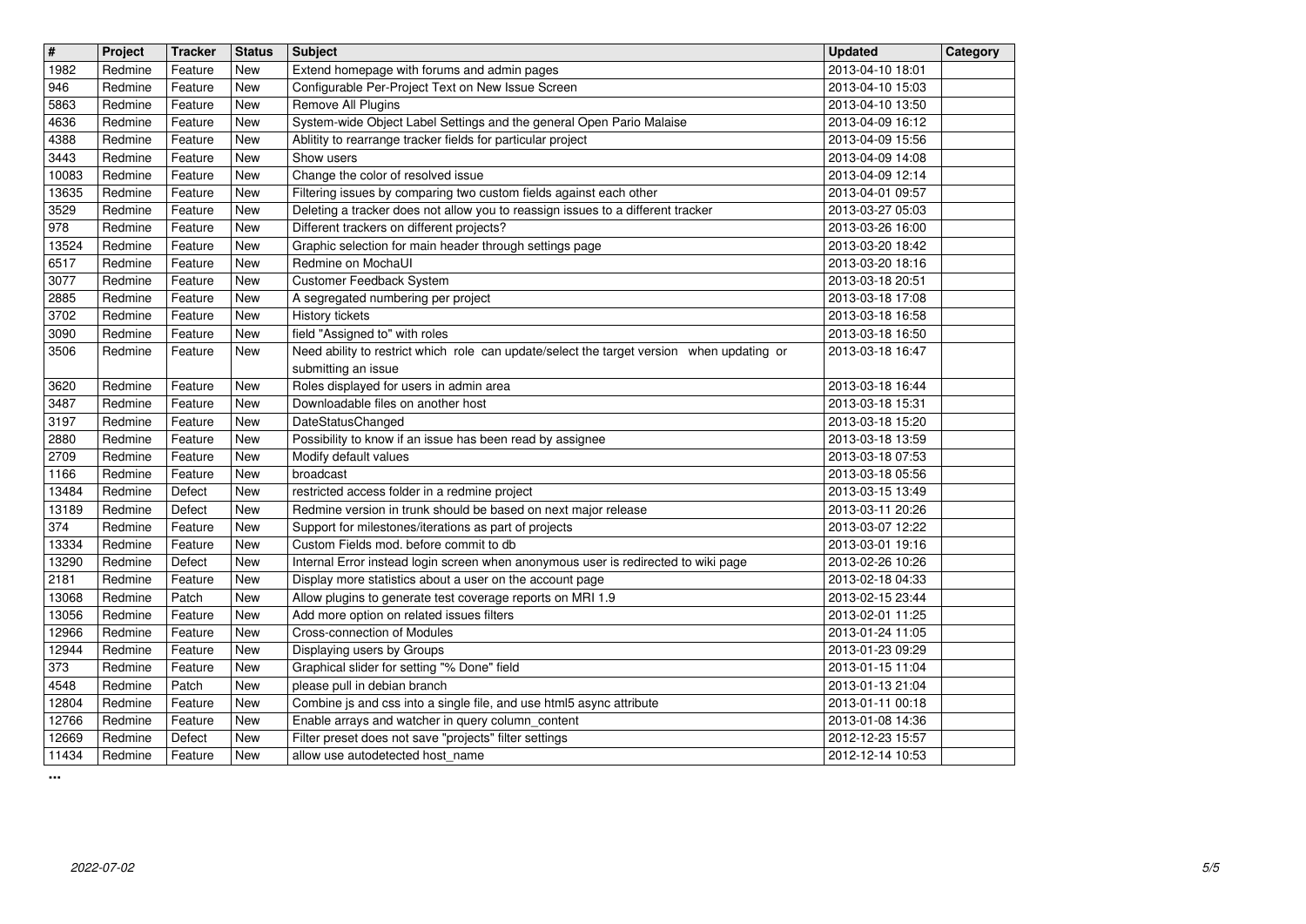| # | Project | Tracker | Status | Subject | Updated | Category |
| --- | --- | --- | --- | --- | --- | --- |
| 1982 | Redmine | Feature | New | Extend homepage with forums and admin pages | 2013-04-10 18:01 | |
| 946 | Redmine | Feature | New | Configurable Per-Project Text on New Issue Screen | 2013-04-10 15:03 | |
| 5863 | Redmine | Feature | New | Remove All Plugins | 2013-04-10 13:50 | |
| 4636 | Redmine | Feature | New | System-wide Object Label Settings and the general Open Pario Malaise | 2013-04-09 16:12 | |
| 4388 | Redmine | Feature | New | Ablitity to rearrange tracker fields for particular project | 2013-04-09 15:56 | |
| 3443 | Redmine | Feature | New | Show users | 2013-04-09 14:08 | |
| 10083 | Redmine | Feature | New | Change the color of resolved issue | 2013-04-09 12:14 | |
| 13635 | Redmine | Feature | New | Filtering issues by comparing two custom fields against each other | 2013-04-01 09:57 | |
| 3529 | Redmine | Feature | New | Deleting a tracker does not allow you to reassign issues to a different tracker | 2013-03-27 05:03 | |
| 978 | Redmine | Feature | New | Different trackers on different projects? | 2013-03-26 16:00 | |
| 13524 | Redmine | Feature | New | Graphic selection for main header through settings page | 2013-03-20 18:42 | |
| 6517 | Redmine | Feature | New | Redmine on MochaUI | 2013-03-20 18:16 | |
| 3077 | Redmine | Feature | New | Customer Feedback System | 2013-03-18 20:51 | |
| 2885 | Redmine | Feature | New | A segregated numbering per project | 2013-03-18 17:08 | |
| 3702 | Redmine | Feature | New | History tickets | 2013-03-18 16:58 | |
| 3090 | Redmine | Feature | New | field "Assigned to" with roles | 2013-03-18 16:50 | |
| 3506 | Redmine | Feature | New | Need ability to restrict which role can update/select the target version when updating or submitting an issue | 2013-03-18 16:47 | |
| 3620 | Redmine | Feature | New | Roles displayed for users in admin area | 2013-03-18 16:44 | |
| 3487 | Redmine | Feature | New | Downloadable files on another host | 2013-03-18 15:31 | |
| 3197 | Redmine | Feature | New | DateStatusChanged | 2013-03-18 15:20 | |
| 2880 | Redmine | Feature | New | Possibility to know if an issue has been read by assignee | 2013-03-18 13:59 | |
| 2709 | Redmine | Feature | New | Modify default values | 2013-03-18 07:53 | |
| 1166 | Redmine | Feature | New | broadcast | 2013-03-18 05:56 | |
| 13484 | Redmine | Defect | New | restricted access folder in a redmine project | 2013-03-15 13:49 | |
| 13189 | Redmine | Defect | New | Redmine version in trunk should be based on next major release | 2013-03-11 20:26 | |
| 374 | Redmine | Feature | New | Support for milestones/iterations as part of projects | 2013-03-07 12:22 | |
| 13334 | Redmine | Feature | New | Custom Fields mod. before commit to db | 2013-03-01 19:16 | |
| 13290 | Redmine | Defect | New | Internal Error instead login screen when anonymous user is redirected to wiki page | 2013-02-26 10:26 | |
| 2181 | Redmine | Feature | New | Display more statistics about a user on the account page | 2013-02-18 04:33 | |
| 13068 | Redmine | Patch | New | Allow plugins to generate test coverage reports on MRI 1.9 | 2013-02-15 23:44 | |
| 13056 | Redmine | Feature | New | Add more option on related issues filters | 2013-02-01 11:25 | |
| 12966 | Redmine | Feature | New | Cross-connection of Modules | 2013-01-24 11:05 | |
| 12944 | Redmine | Feature | New | Displaying users by Groups | 2013-01-23 09:29 | |
| 373 | Redmine | Feature | New | Graphical slider for setting "% Done" field | 2013-01-15 11:04 | |
| 4548 | Redmine | Patch | New | please pull in debian branch | 2013-01-13 21:04 | |
| 12804 | Redmine | Feature | New | Combine js and css into a single file, and use html5 async attribute | 2013-01-11 00:18 | |
| 12766 | Redmine | Feature | New | Enable arrays and watcher in query column_content | 2013-01-08 14:36 | |
| 12669 | Redmine | Defect | New | Filter preset does not save "projects" filter settings | 2012-12-23 15:57 | |
| 11434 | Redmine | Feature | New | allow use autodetected host_name | 2012-12-14 10:53 | |

...